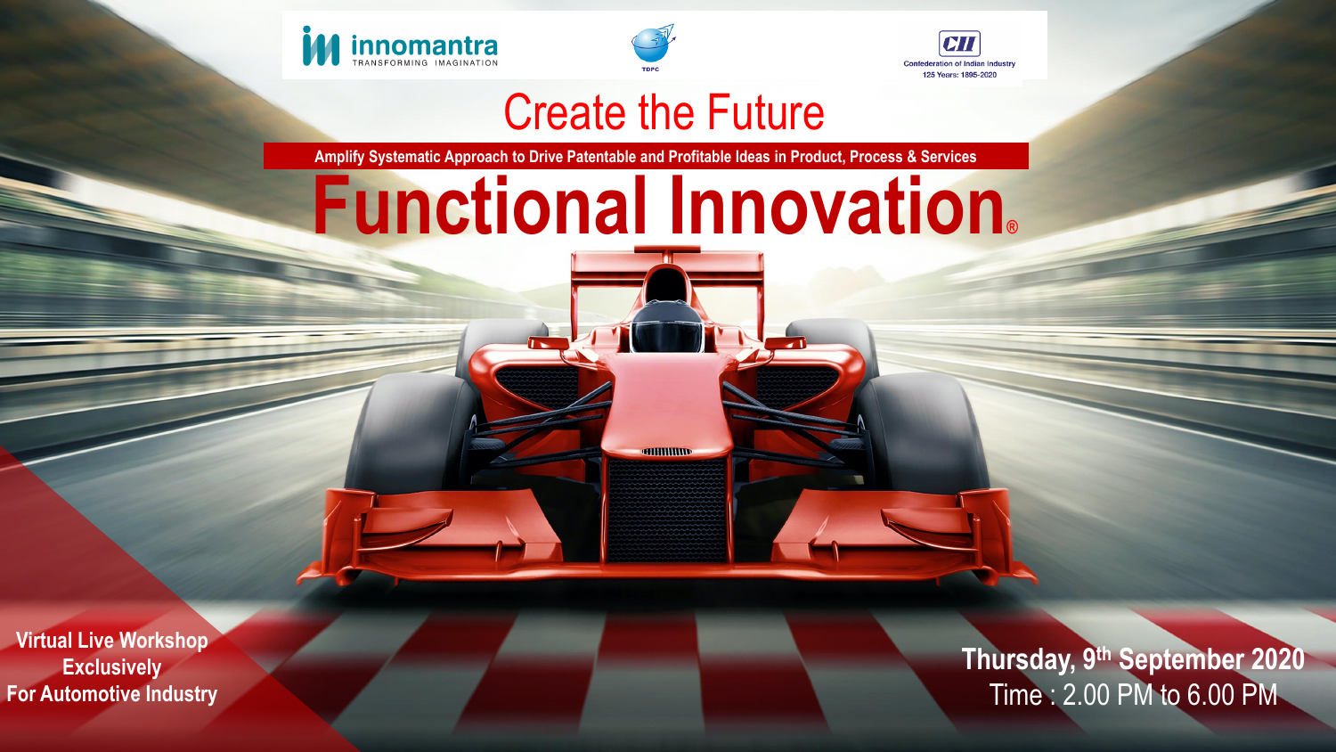innomantra
TRANSFORMING IMAGINATION

TDPC

CII
Confederation of Indian Industry
125 Years: 1895-2020

# Create the Future

**Amplify Systematic Approach to Drive Patentable and Profitable Ideas in Product, Process & Services**

# Functional Innovation®

**Virtual Live Workshop Exclusively For Automotive Industry**

**Thursday, 9th September 2020**
Time : 2.00 PM to 6.00 PM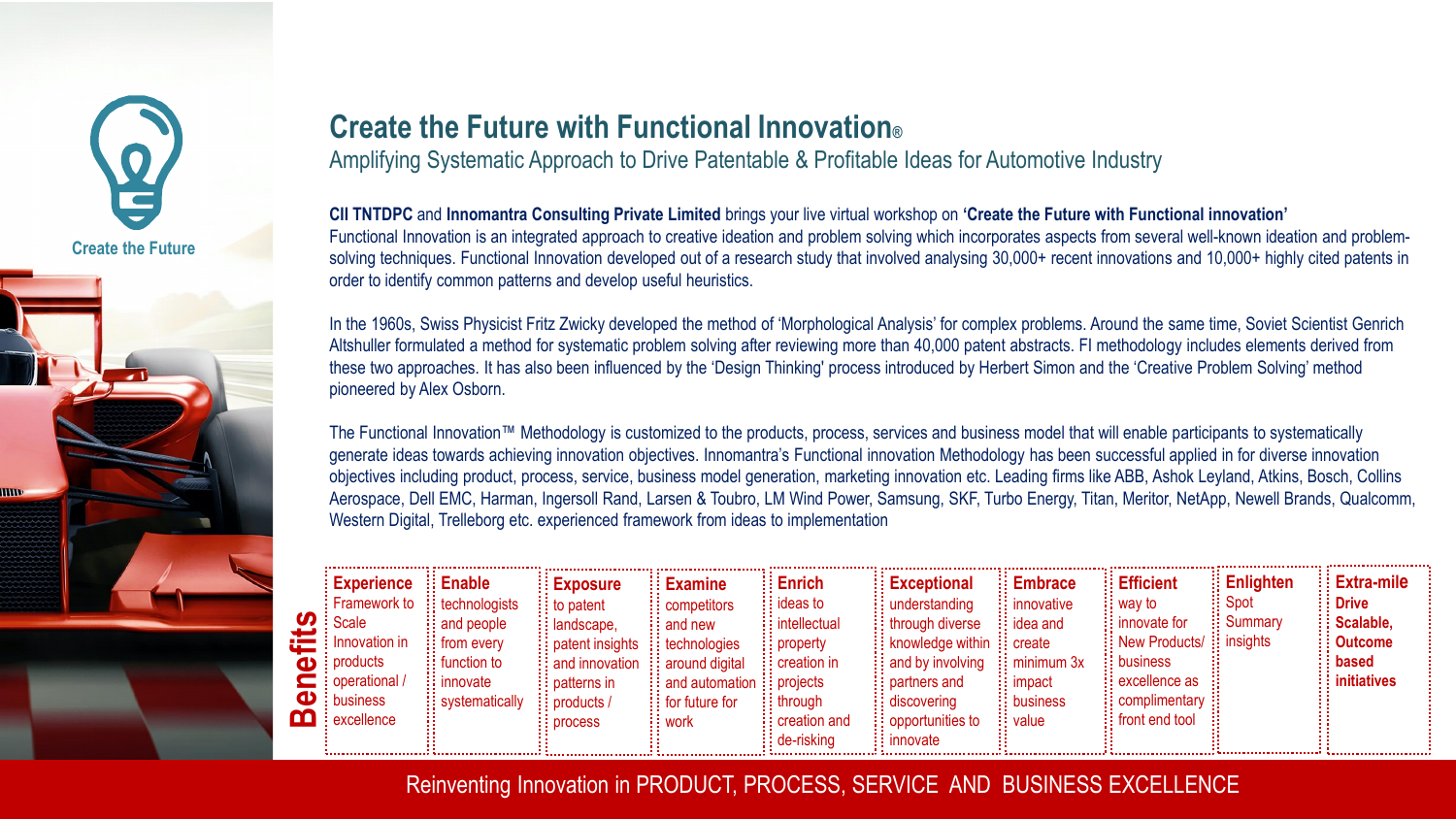Create the Future

# Create the Future with Functional Innovation®

Amplifying Systematic Approach to Drive Patentable & Profitable Ideas for Automotive Industry

**CII TNTDPC** and **Innomantra Consulting Private Limited** brings your live virtual workshop on **'Create the Future with Functional innovation'**

Functional Innovation is an integrated approach to creative ideation and problem solving which incorporates aspects from several well-known ideation and problem-solving techniques. Functional Innovation developed out of a research study that involved analysing 30,000+ recent innovations and 10,000+ highly cited patents in order to identify common patterns and develop useful heuristics.

In the 1960s, Swiss Physicist Fritz Zwicky developed the method of 'Morphological Analysis' for complex problems. Around the same time, Soviet Scientist Genrich Altshuller formulated a method for systematic problem solving after reviewing more than 40,000 patent abstracts. FI methodology includes elements derived from these two approaches. It has also been influenced by the 'Design Thinking' process introduced by Herbert Simon and the 'Creative Problem Solving' method pioneered by Alex Osborn.

The Functional Innovation™ Methodology is customized to the products, process, services and business model that will enable participants to systematically generate ideas towards achieving innovation objectives. Innomantra's Functional innovation Methodology has been successful applied in for diverse innovation objectives including product, process, service, business model generation, marketing innovation etc. Leading firms like ABB, Ashok Leyland, Atkins, Bosch, Collins Aerospace, Dell EMC, Harman, Ingersoll Rand, Larsen & Toubro, LM Wind Power, Samsung, SKF, Turbo Energy, Titan, Meritor, NetApp, Newell Brands, Qualcomm, Western Digital, Trelleborg etc. experienced framework from ideas to implementation

## Benefits

| Experience | Enable | Exposure | Examine | Enrich | Exceptional | Embrace | Efficient | Enlighten | Extra-mile |
|---|---|---|---|---|---|---|---|---|---|
| Framework to Scale Innovation in products operational / business excellence | technologists and people from every function to innovate systematically | to patent landscape, patent insights and innovation patterns in products / process | competitors and new technologies around digital and automation for future for work | ideas to intellectual property creation in projects through creation and de-risking | understanding through diverse knowledge within and by involving partners and discovering opportunities to innovate | innovative idea and create minimum 3x impact business value | way to innovate for New Products/ business excellence as complimentary front end tool | Spot Summary insights | **Drive Scalable, Outcome based initiatives** |

Reinventing Innovation in PRODUCT, PROCESS, SERVICE AND BUSINESS EXCELLENCE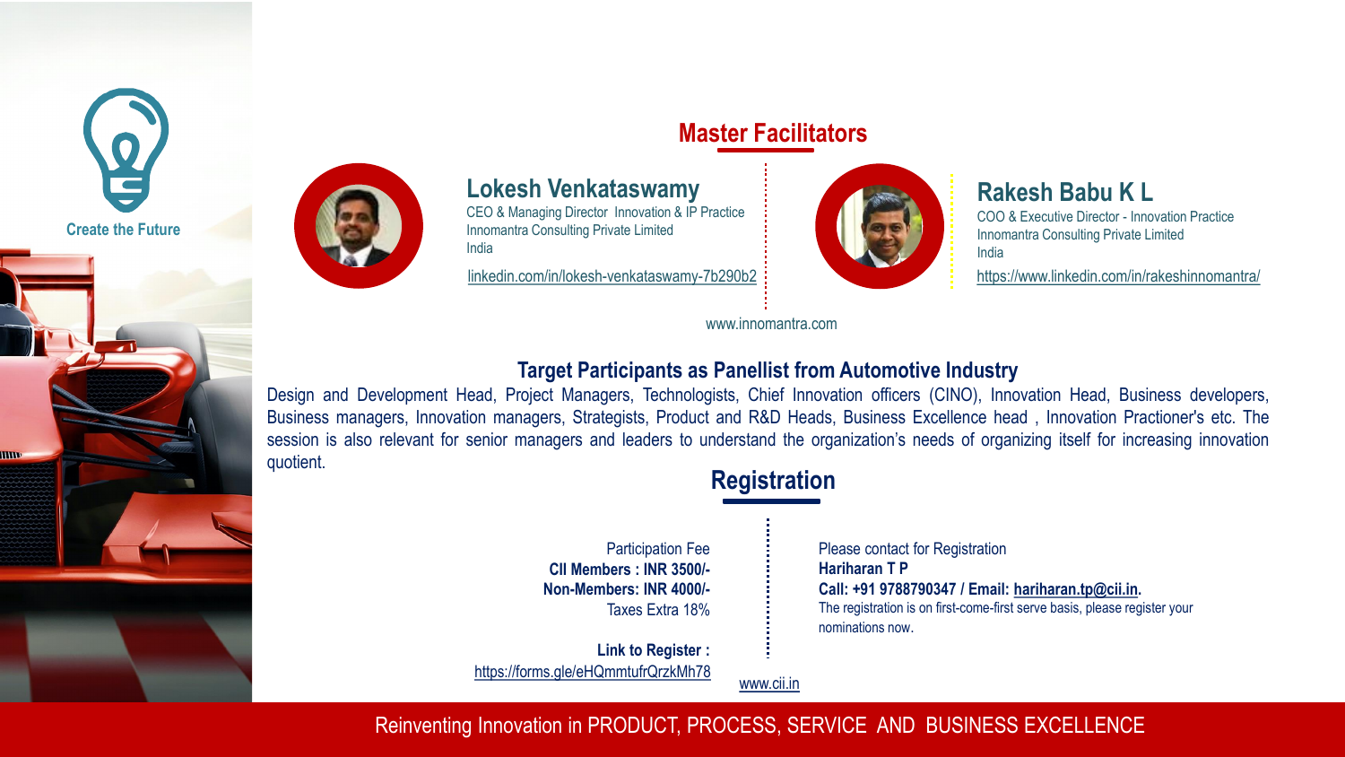Create the Future

## Master Facilitators

### Lokesh Venkataswamy

CEO & Managing Director Innovation & IP Practice
Innomantra Consulting Private Limited
India

linkedin.com/in/lokesh-venkataswamy-7b290b2

### Rakesh Babu K L

COO & Executive Director - Innovation Practice
Innomantra Consulting Private Limited
India

https://www.linkedin.com/in/rakeshinnomantra/

www.innomantra.com

## Target Participants as Panellist from Automotive Industry

Design and Development Head, Project Managers, Technologists, Chief Innovation officers (CINO), Innovation Head, Business developers, Business managers, Innovation managers, Strategists, Product and R&D Heads, Business Excellence head , Innovation Practioner's etc. The session is also relevant for senior managers and leaders to understand the organization's needs of organizing itself for increasing innovation quotient.

## Registration

Participation Fee
**CII Members : INR 3500/-**
**Non-Members: INR 4000/-**
Taxes Extra 18%

**Link to Register :**
https://forms.gle/eHQmmtufrQrzkMh78

Please contact for Registration
**Hariharan T P**
**Call: +91 9788790347 / Email: hariharan.tp@cii.in.**
The registration is on first-come-first serve basis, please register your nominations now.

www.cii.in

Reinventing Innovation in PRODUCT, PROCESS, SERVICE AND BUSINESS EXCELLENCE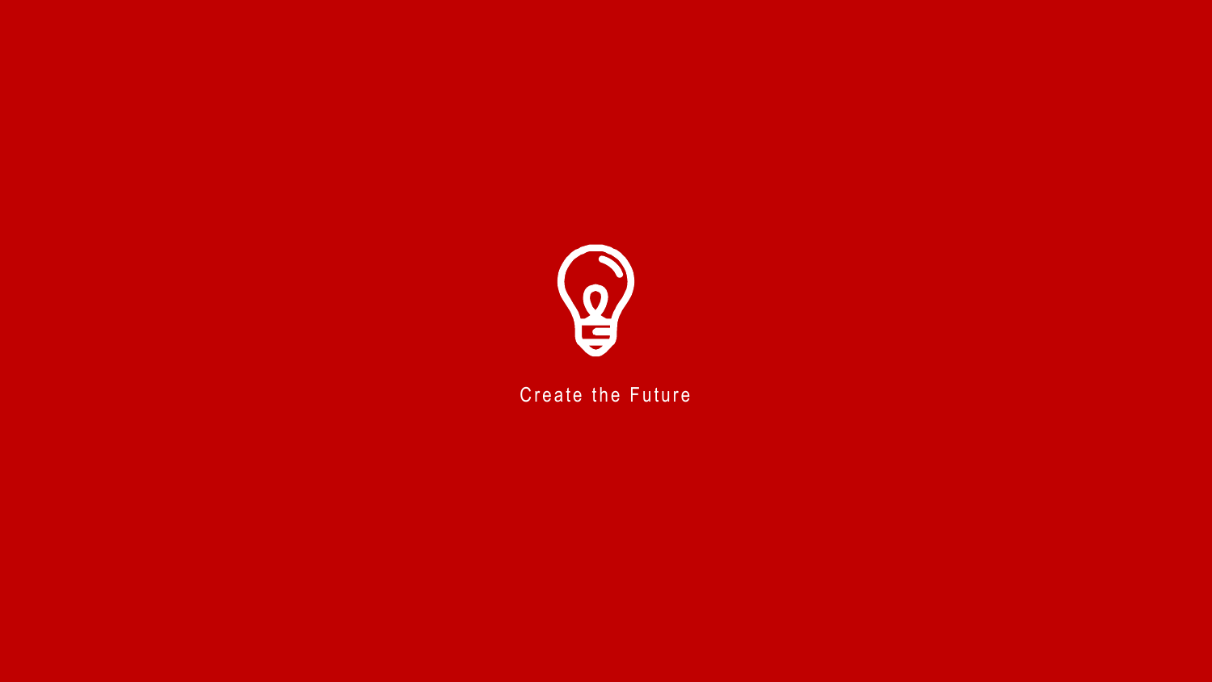Create the Future